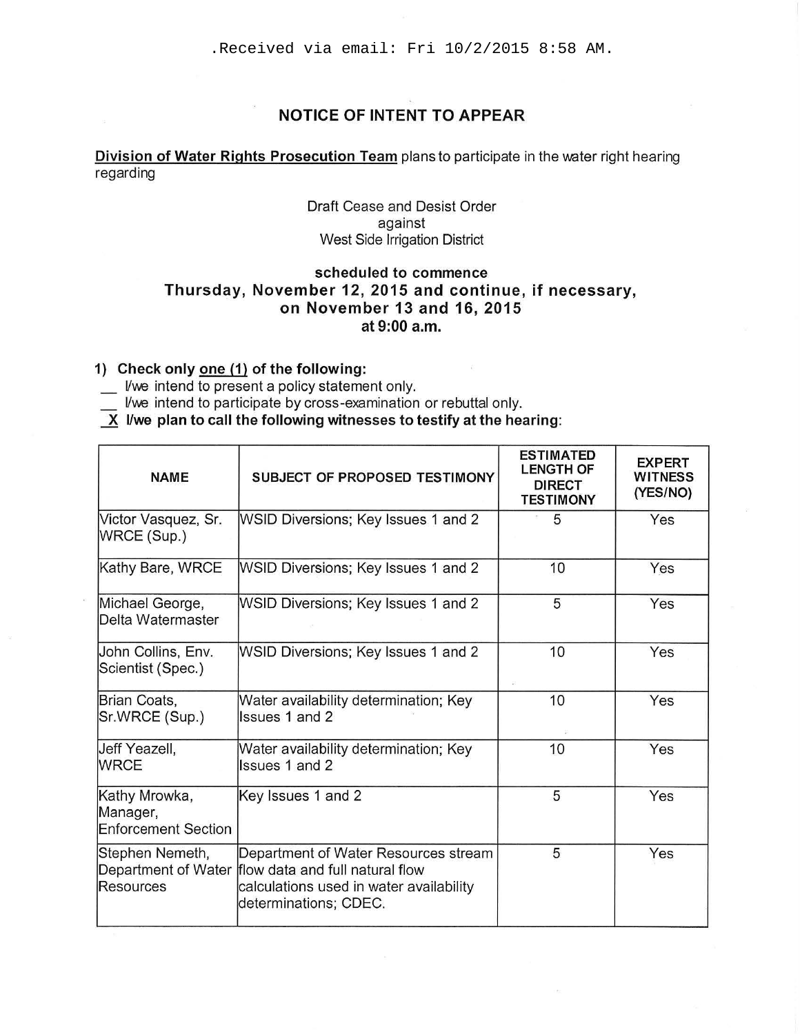.Received via email: Fri 10/2/2015 8:58 AM.

## NOTICE OF INTENT TO APPEAR

**Division of Water Rights Prosecution Team** plans to participate in the water right hearing regarding

Draft Cease and Desist Order
against
West Side Irrigation District

**scheduled to commence**
**Thursday, November 12, 2015 and continue, if necessary, on November 13 and 16, 2015**
**at 9:00 a.m.**

**1) Check only one (1) of the following:**

__ I/we intend to present a policy statement only.

__ I/we intend to participate by cross-examination or rebuttal only.

_X_ **I/we plan to call the following witnesses to testify at the hearing:**

| NAME | SUBJECT OF PROPOSED TESTIMONY | ESTIMATED LENGTH OF DIRECT TESTIMONY | EXPERT WITNESS (YES/NO) |
|---|---|---|---|
| Victor Vasquez, Sr. WRCE (Sup.) | WSID Diversions; Key Issues 1 and 2 | 5 | Yes |
| Kathy Bare, WRCE | WSID Diversions; Key Issues 1 and 2 | 10 | Yes |
| Michael George, Delta Watermaster | WSID Diversions; Key Issues 1 and 2 | 5 | Yes |
| John Collins, Env. Scientist (Spec.) | WSID Diversions; Key Issues 1 and 2 | 10 | Yes |
| Brian Coats, Sr.WRCE (Sup.) | Water availability determination; Key Issues 1 and 2 | 10 | Yes |
| Jeff Yeazell, WRCE | Water availability determination; Key Issues 1 and 2 | 10 | Yes |
| Kathy Mrowka, Manager, Enforcement Section | Key Issues 1 and 2 | 5 | Yes |
| Stephen Nemeth, Department of Water Resources | Department of Water Resources stream flow data and full natural flow calculations used in water availability determinations; CDEC. | 5 | Yes |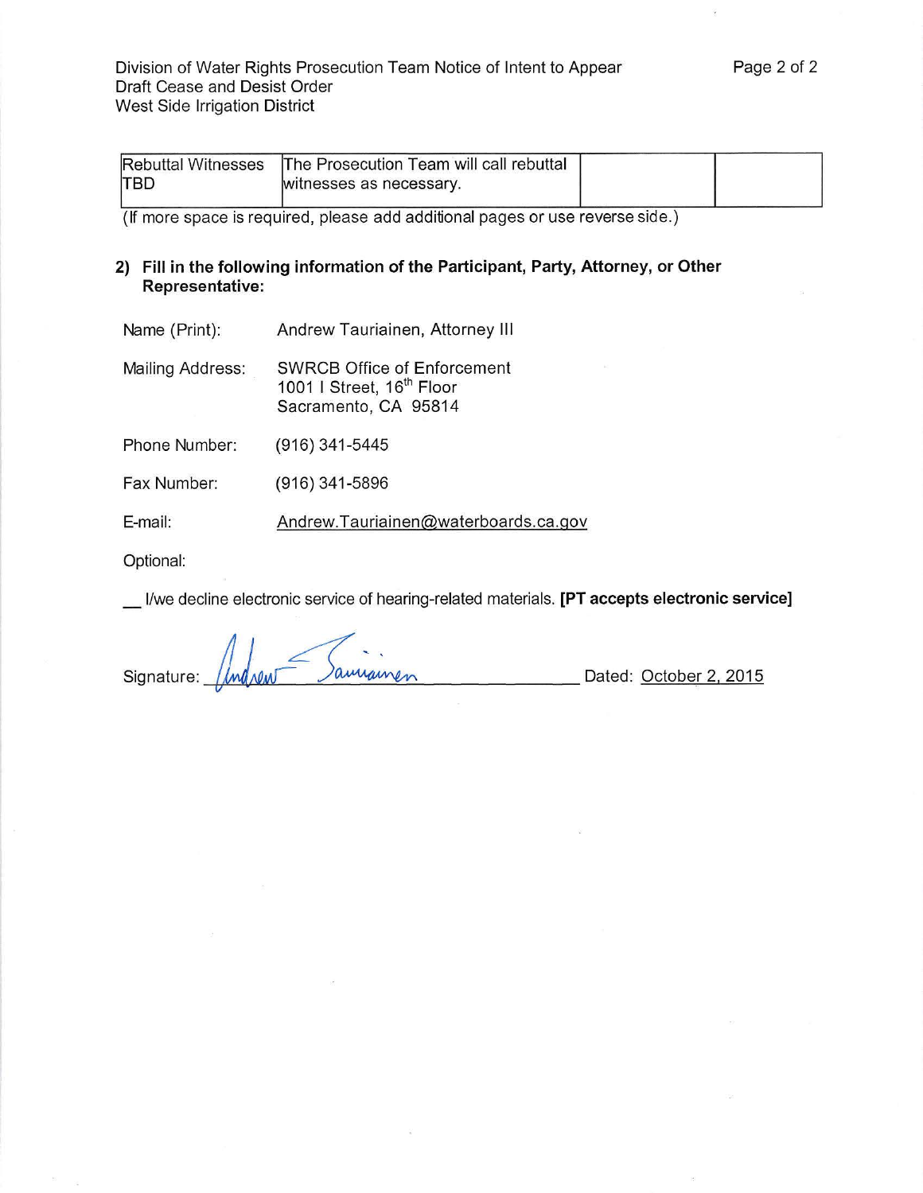| | | | |
|---|---|---|---|
| Rebuttal Witnesses TBD | The Prosecution Team will call rebuttal witnesses as necessary. | | |

(If more space is required, please add additional pages or use reverse side.)

**2) Fill in the following information of the Participant, Party, Attorney, or Other Representative:**

Name (Print): Andrew Tauriainen, Attorney III

Mailing Address: SWRCB Office of Enforcement
1001 I Street, 16th Floor
Sacramento, CA 95814

Phone Number: (916) 341-5445

Fax Number: (916) 341-5896

E-mail: Andrew.Tauriainen@waterboards.ca.gov

Optional:

__ I/we decline electronic service of hearing-related materials. **[PT accepts electronic service]**

Signature: Andrew Tauriainen Dated: October 2, 2015